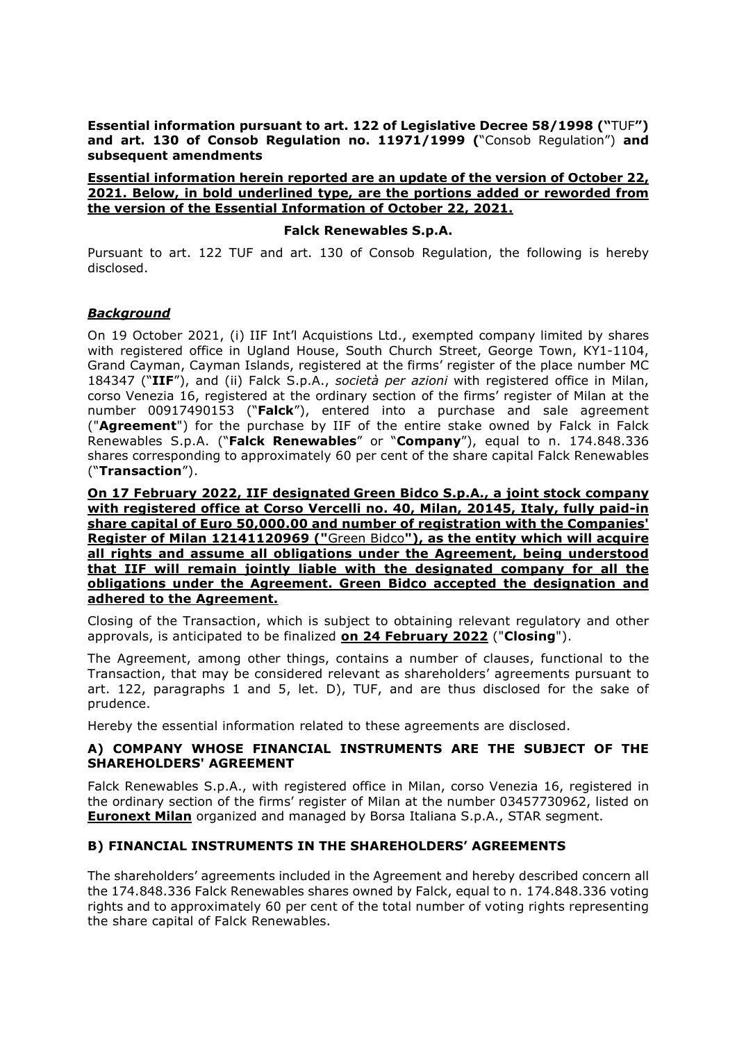**Essential information pursuant to art. 122 of Legislative Decree 58/1998 ("**TUF**") and art. 130 of Consob Regulation no. 11971/1999 (**"Consob Regulation") **and subsequent amendments**

**<u>Essential information herein reported are an update of the version of October 22, 2021. Below, in bold underlined type, are the portions added or reworded from the version of the Essential Information of October 22, 2021.</u>**

**Falck Renewables S.p.A.**

Pursuant to art. 122 TUF and art. 130 of Consob Regulation, the following is hereby disclosed.

***<u>Background</u>***

On 19 October 2021, (i) IIF Int'l Acquistions Ltd., exempted company limited by shares with registered office in Ugland House, South Church Street, George Town, KY1-1104, Grand Cayman, Cayman Islands, registered at the firms' register of the place number MC 184347 ("**IIF**"), and (ii) Falck S.p.A., *società per azioni* with registered office in Milan, corso Venezia 16, registered at the ordinary section of the firms' register of Milan at the number 00917490153 ("**Falck**"), entered into a purchase and sale agreement ("**Agreement**") for the purchase by IIF of the entire stake owned by Falck in Falck Renewables S.p.A. ("**Falck Renewables**" or "**Company**"), equal to n. 174.848.336 shares corresponding to approximately 60 per cent of the share capital Falck Renewables ("**Transaction**").

**<u>On 17 February 2022, IIF designated Green Bidco S.p.A., a joint stock company with registered office at Corso Vercelli no. 40, Milan, 20145, Italy, fully paid-in share capital of Euro 50,000.00 and number of registration with the Companies' Register of Milan 12141120969 ("</u>**<u>Green Bidco</u>**<u>"), as the entity which will acquire all rights and assume all obligations under the Agreement, being understood that IIF will remain jointly liable with the designated company for all the obligations under the Agreement. Green Bidco accepted the designation and adhered to the Agreement.</u>**

Closing of the Transaction, which is subject to obtaining relevant regulatory and other approvals, is anticipated to be finalized **<u>on 24 February 2022</u>** ("**Closing**").

The Agreement, among other things, contains a number of clauses, functional to the Transaction, that may be considered relevant as shareholders' agreements pursuant to art. 122, paragraphs 1 and 5, let. D), TUF, and are thus disclosed for the sake of prudence.

Hereby the essential information related to these agreements are disclosed.

## A) COMPANY WHOSE FINANCIAL INSTRUMENTS ARE THE SUBJECT OF THE SHAREHOLDERS' AGREEMENT

Falck Renewables S.p.A., with registered office in Milan, corso Venezia 16, registered in the ordinary section of the firms' register of Milan at the number 03457730962, listed on **<u>Euronext Milan</u>** organized and managed by Borsa Italiana S.p.A., STAR segment.

## B) FINANCIAL INSTRUMENTS IN THE SHAREHOLDERS' AGREEMENTS

The shareholders' agreements included in the Agreement and hereby described concern all the 174.848.336 Falck Renewables shares owned by Falck, equal to n. 174.848.336 voting rights and to approximately 60 per cent of the total number of voting rights representing the share capital of Falck Renewables.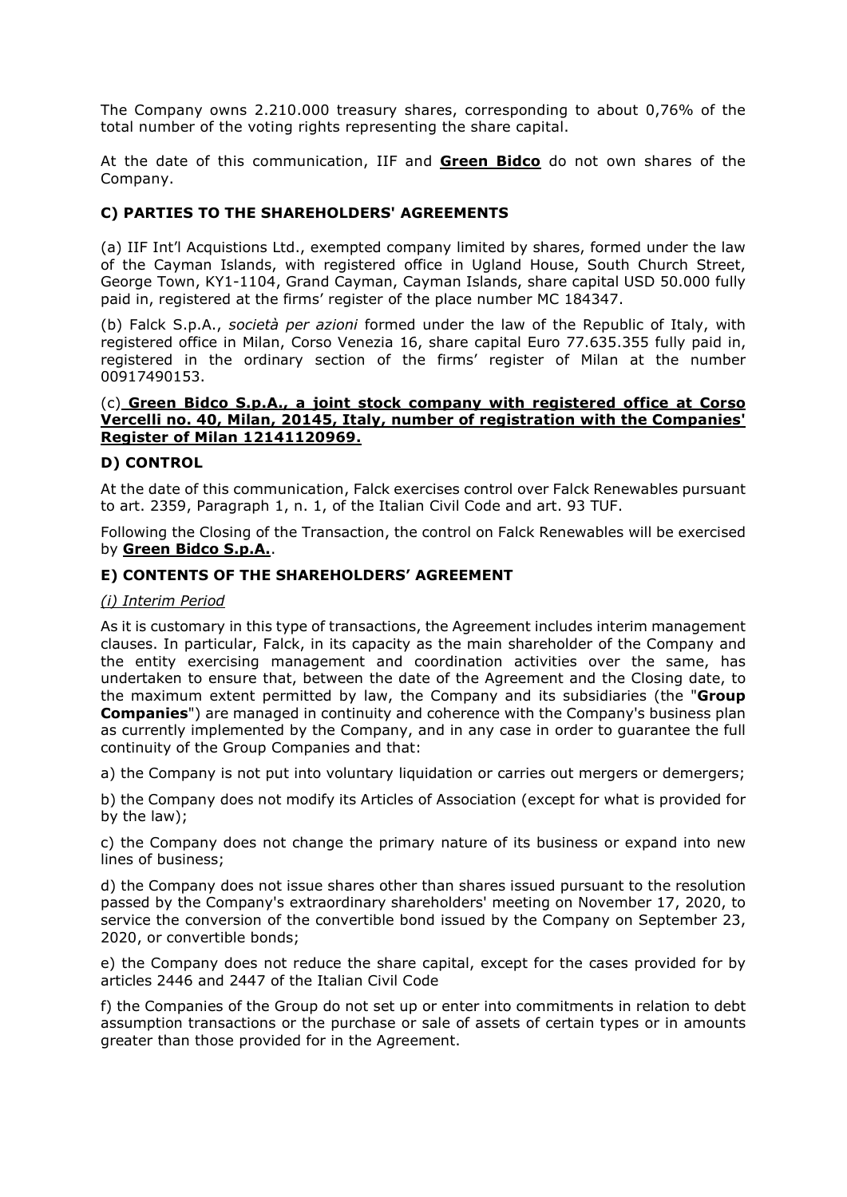The Company owns 2.210.000 treasury shares, corresponding to about 0,76% of the total number of the voting rights representing the share capital.

At the date of this communication, IIF and **Green Bidco** do not own shares of the Company.

### C) PARTIES TO THE SHAREHOLDERS' AGREEMENTS

(a) IIF Int'l Acquistions Ltd., exempted company limited by shares, formed under the law of the Cayman Islands, with registered office in Ugland House, South Church Street, George Town, KY1-1104, Grand Cayman, Cayman Islands, share capital USD 50.000 fully paid in, registered at the firms' register of the place number MC 184347.

(b) Falck S.p.A., *società per azioni* formed under the law of the Republic of Italy, with registered office in Milan, Corso Venezia 16, share capital Euro 77.635.355 fully paid in, registered in the ordinary section of the firms' register of Milan at the number 00917490153.

(c) **Green Bidco S.p.A., a joint stock company with registered office at Corso Vercelli no. 40, Milan, 20145, Italy, number of registration with the Companies' Register of Milan 12141120969.**

### D) CONTROL

At the date of this communication, Falck exercises control over Falck Renewables pursuant to art. 2359, Paragraph 1, n. 1, of the Italian Civil Code and art. 93 TUF.

Following the Closing of the Transaction, the control on Falck Renewables will be exercised by **Green Bidco S.p.A.**.

### E) CONTENTS OF THE SHAREHOLDERS' AGREEMENT

*(i) Interim Period*

As it is customary in this type of transactions, the Agreement includes interim management clauses. In particular, Falck, in its capacity as the main shareholder of the Company and the entity exercising management and coordination activities over the same, has undertaken to ensure that, between the date of the Agreement and the Closing date, to the maximum extent permitted by law, the Company and its subsidiaries (the "**Group Companies**") are managed in continuity and coherence with the Company's business plan as currently implemented by the Company, and in any case in order to guarantee the full continuity of the Group Companies and that:

a) the Company is not put into voluntary liquidation or carries out mergers or demergers;

b) the Company does not modify its Articles of Association (except for what is provided for by the law);

c) the Company does not change the primary nature of its business or expand into new lines of business;

d) the Company does not issue shares other than shares issued pursuant to the resolution passed by the Company's extraordinary shareholders' meeting on November 17, 2020, to service the conversion of the convertible bond issued by the Company on September 23, 2020, or convertible bonds;

e) the Company does not reduce the share capital, except for the cases provided for by articles 2446 and 2447 of the Italian Civil Code

f) the Companies of the Group do not set up or enter into commitments in relation to debt assumption transactions or the purchase or sale of assets of certain types or in amounts greater than those provided for in the Agreement.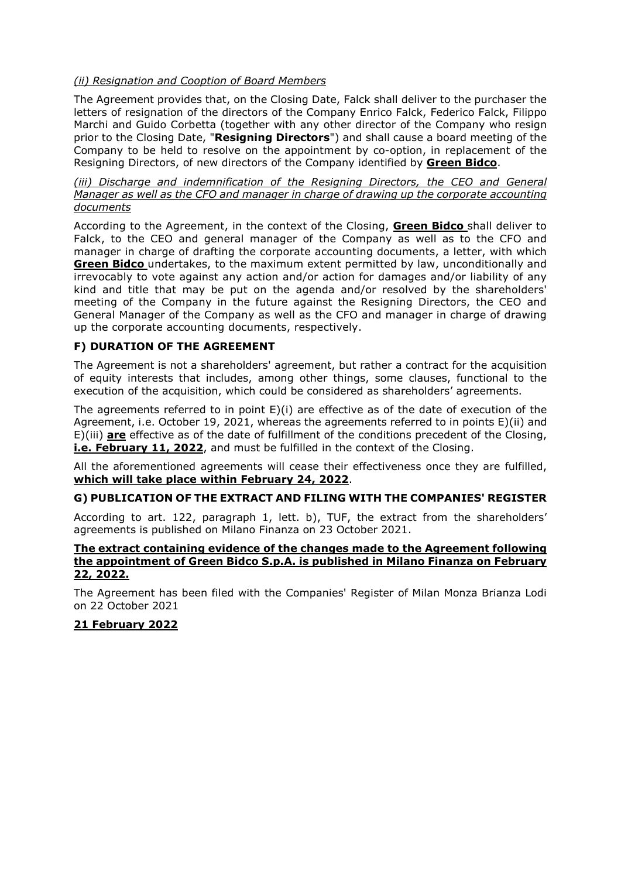*(ii) Resignation and Cooption of Board Members*

The Agreement provides that, on the Closing Date, Falck shall deliver to the purchaser the letters of resignation of the directors of the Company Enrico Falck, Federico Falck, Filippo Marchi and Guido Corbetta (together with any other director of the Company who resign prior to the Closing Date, "**Resigning Directors**") and shall cause a board meeting of the Company to be held to resolve on the appointment by co-option, in replacement of the Resigning Directors, of new directors of the Company identified by **Green Bidco**.

*(iii) Discharge and indemnification of the Resigning Directors, the CEO and General Manager as well as the CFO and manager in charge of drawing up the corporate accounting documents*

According to the Agreement, in the context of the Closing, **Green Bidco** shall deliver to Falck, to the CEO and general manager of the Company as well as to the CFO and manager in charge of drafting the corporate accounting documents, a letter, with which **Green Bidco** undertakes, to the maximum extent permitted by law, unconditionally and irrevocably to vote against any action and/or action for damages and/or liability of any kind and title that may be put on the agenda and/or resolved by the shareholders' meeting of the Company in the future against the Resigning Directors, the CEO and General Manager of the Company as well as the CFO and manager in charge of drawing up the corporate accounting documents, respectively.

## F) DURATION OF THE AGREEMENT

The Agreement is not a shareholders' agreement, but rather a contract for the acquisition of equity interests that includes, among other things, some clauses, functional to the execution of the acquisition, which could be considered as shareholders' agreements.

The agreements referred to in point E)(i) are effective as of the date of execution of the Agreement, i.e. October 19, 2021, whereas the agreements referred to in points E)(ii) and E)(iii) **are** effective as of the date of fulfillment of the conditions precedent of the Closing, **i.e. February 11, 2022**, and must be fulfilled in the context of the Closing.

All the aforementioned agreements will cease their effectiveness once they are fulfilled, **which will take place within February 24, 2022**.

## G) PUBLICATION OF THE EXTRACT AND FILING WITH THE COMPANIES' REGISTER

According to art. 122, paragraph 1, lett. b), TUF, the extract from the shareholders' agreements is published on Milano Finanza on 23 October 2021.

**The extract containing evidence of the changes made to the Agreement following the appointment of Green Bidco S.p.A. is published in Milano Finanza on February 22, 2022.**

The Agreement has been filed with the Companies' Register of Milan Monza Brianza Lodi on 22 October 2021

**21 February 2022**